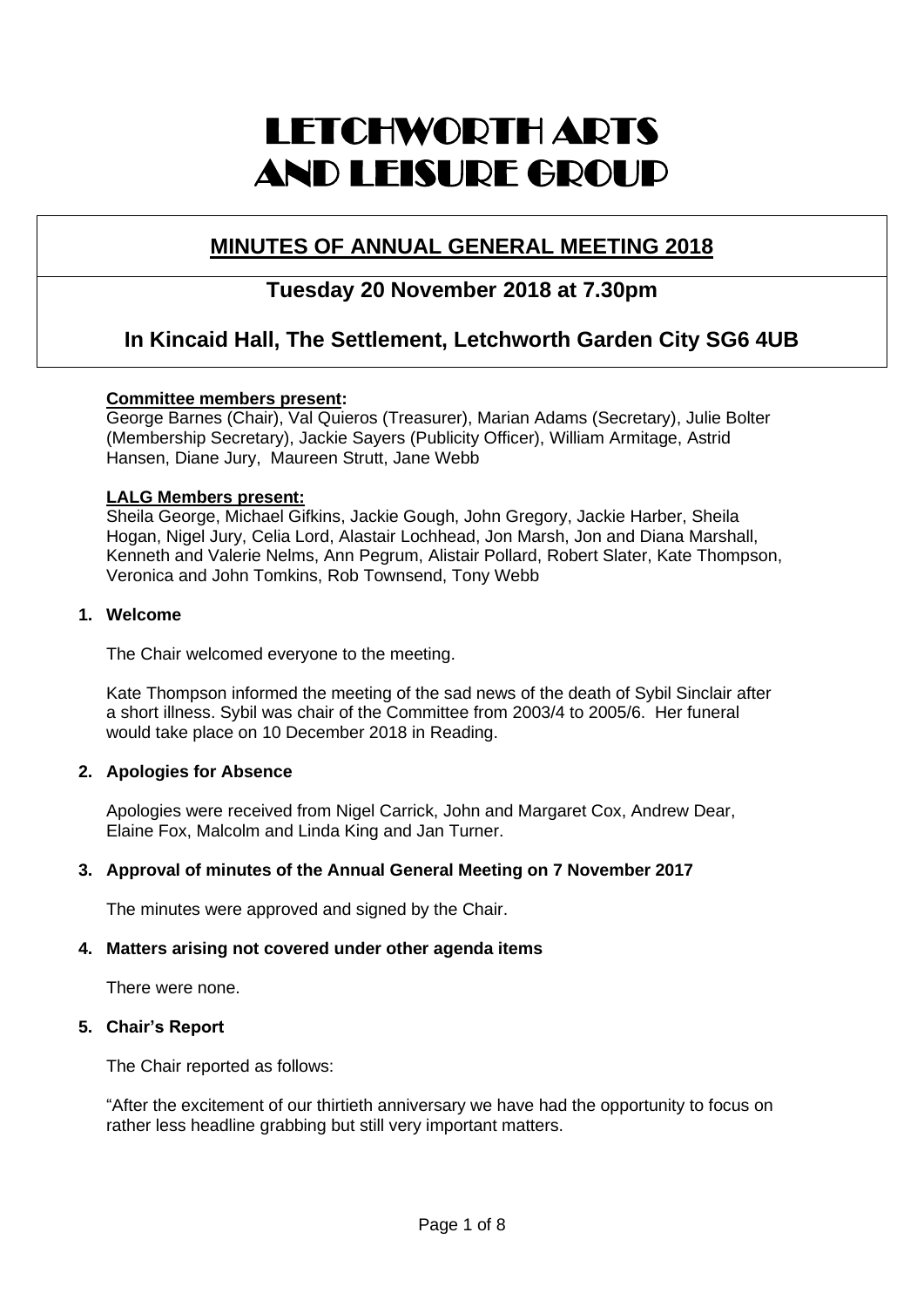# LETCHWORTH ARTS AND LEISURE GROUP

## MINUTES OF ANNUAL GENERAL MEETING 2018

### Tuesday 20 November 2018 at 7.30pm

### In Kincaid Hall, The Settlement, Letchworth Garden City SG6 4UB

**Committee members present:**
George Barnes (Chair), Val Quieros (Treasurer), Marian Adams (Secretary), Julie Bolter (Membership Secretary), Jackie Sayers (Publicity Officer), William Armitage, Astrid Hansen, Diane Jury, Maureen Strutt, Jane Webb

**LALG Members present:**
Sheila George, Michael Gifkins, Jackie Gough, John Gregory, Jackie Harber, Sheila Hogan, Nigel Jury, Celia Lord, Alastair Lochhead, Jon Marsh, Jon and Diana Marshall, Kenneth and Valerie Nelms, Ann Pegrum, Alistair Pollard, Robert Slater, Kate Thompson, Veronica and John Tomkins, Rob Townsend, Tony Webb

**1. Welcome**

The Chair welcomed everyone to the meeting.

Kate Thompson informed the meeting of the sad news of the death of Sybil Sinclair after a short illness. Sybil was chair of the Committee from 2003/4 to 2005/6. Her funeral would take place on 10 December 2018 in Reading.

**2. Apologies for Absence**

Apologies were received from Nigel Carrick, John and Margaret Cox, Andrew Dear, Elaine Fox, Malcolm and Linda King and Jan Turner.

**3. Approval of minutes of the Annual General Meeting on 7 November 2017**

The minutes were approved and signed by the Chair.

**4. Matters arising not covered under other agenda items**

There were none.

**5. Chair's Report**

The Chair reported as follows:

"After the excitement of our thirtieth anniversary we have had the opportunity to focus on rather less headline grabbing but still very important matters.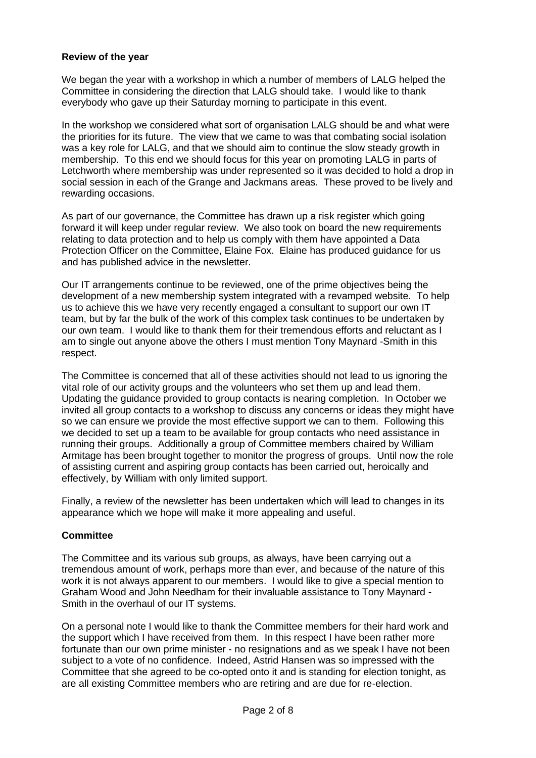**Review of the year**

We began the year with a workshop in which a number of members of LALG helped the Committee in considering the direction that LALG should take. I would like to thank everybody who gave up their Saturday morning to participate in this event.

In the workshop we considered what sort of organisation LALG should be and what were the priorities for its future. The view that we came to was that combating social isolation was a key role for LALG, and that we should aim to continue the slow steady growth in membership. To this end we should focus for this year on promoting LALG in parts of Letchworth where membership was under represented so it was decided to hold a drop in social session in each of the Grange and Jackmans areas. These proved to be lively and rewarding occasions.

As part of our governance, the Committee has drawn up a risk register which going forward it will keep under regular review. We also took on board the new requirements relating to data protection and to help us comply with them have appointed a Data Protection Officer on the Committee, Elaine Fox. Elaine has produced guidance for us and has published advice in the newsletter.

Our IT arrangements continue to be reviewed, one of the prime objectives being the development of a new membership system integrated with a revamped website. To help us to achieve this we have very recently engaged a consultant to support our own IT team, but by far the bulk of the work of this complex task continues to be undertaken by our own team. I would like to thank them for their tremendous efforts and reluctant as I am to single out anyone above the others I must mention Tony Maynard -Smith in this respect.

The Committee is concerned that all of these activities should not lead to us ignoring the vital role of our activity groups and the volunteers who set them up and lead them. Updating the guidance provided to group contacts is nearing completion. In October we invited all group contacts to a workshop to discuss any concerns or ideas they might have so we can ensure we provide the most effective support we can to them. Following this we decided to set up a team to be available for group contacts who need assistance in running their groups. Additionally a group of Committee members chaired by William Armitage has been brought together to monitor the progress of groups. Until now the role of assisting current and aspiring group contacts has been carried out, heroically and effectively, by William with only limited support.

Finally, a review of the newsletter has been undertaken which will lead to changes in its appearance which we hope will make it more appealing and useful.

**Committee**

The Committee and its various sub groups, as always, have been carrying out a tremendous amount of work, perhaps more than ever, and because of the nature of this work it is not always apparent to our members. I would like to give a special mention to Graham Wood and John Needham for their invaluable assistance to Tony Maynard - Smith in the overhaul of our IT systems.

On a personal note I would like to thank the Committee members for their hard work and the support which I have received from them. In this respect I have been rather more fortunate than our own prime minister - no resignations and as we speak I have not been subject to a vote of no confidence. Indeed, Astrid Hansen was so impressed with the Committee that she agreed to be co-opted onto it and is standing for election tonight, as are all existing Committee members who are retiring and are due for re-election.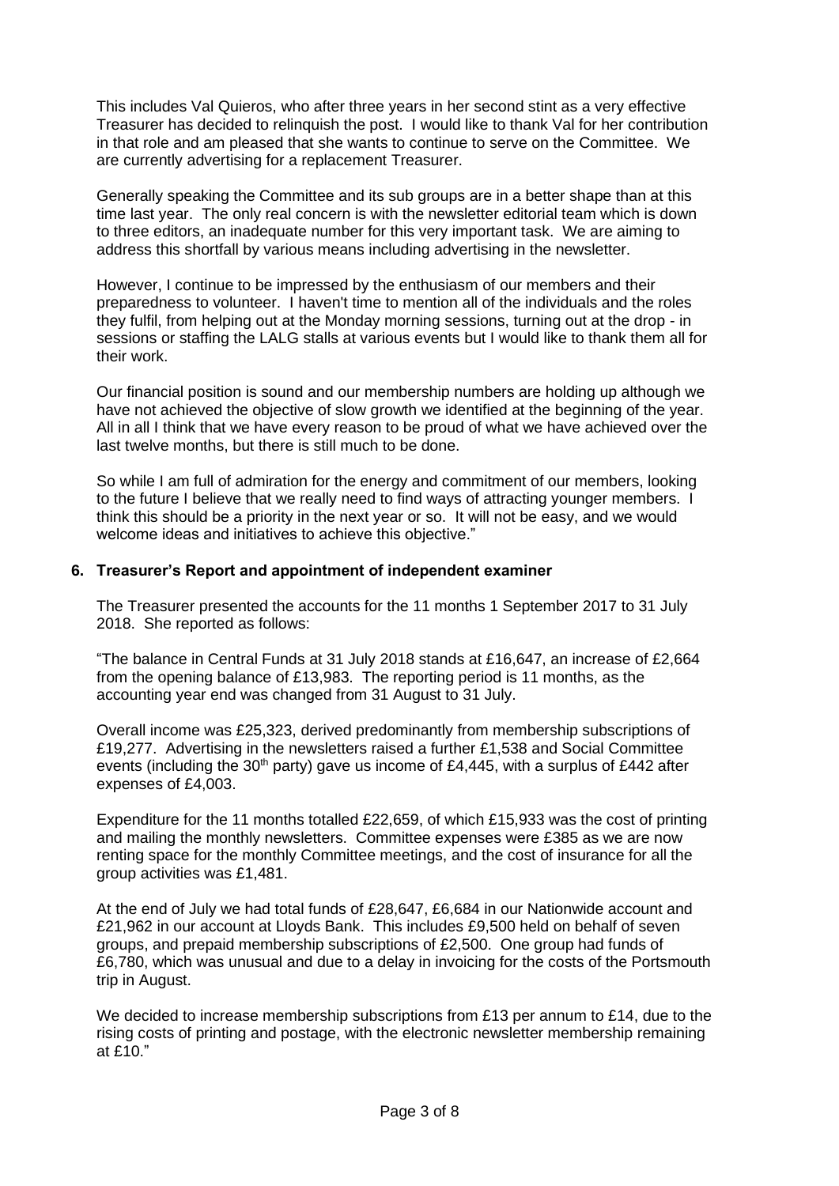This includes Val Quieros, who after three years in her second stint as a very effective Treasurer has decided to relinquish the post. I would like to thank Val for her contribution in that role and am pleased that she wants to continue to serve on the Committee. We are currently advertising for a replacement Treasurer.

Generally speaking the Committee and its sub groups are in a better shape than at this time last year. The only real concern is with the newsletter editorial team which is down to three editors, an inadequate number for this very important task. We are aiming to address this shortfall by various means including advertising in the newsletter.

However, I continue to be impressed by the enthusiasm of our members and their preparedness to volunteer. I haven't time to mention all of the individuals and the roles they fulfil, from helping out at the Monday morning sessions, turning out at the drop - in sessions or staffing the LALG stalls at various events but I would like to thank them all for their work.

Our financial position is sound and our membership numbers are holding up although we have not achieved the objective of slow growth we identified at the beginning of the year. All in all I think that we have every reason to be proud of what we have achieved over the last twelve months, but there is still much to be done.

So while I am full of admiration for the energy and commitment of our members, looking to the future I believe that we really need to find ways of attracting younger members. I think this should be a priority in the next year or so. It will not be easy, and we would welcome ideas and initiatives to achieve this objective."

**6. Treasurer's Report and appointment of independent examiner**

The Treasurer presented the accounts for the 11 months 1 September 2017 to 31 July 2018. She reported as follows:

"The balance in Central Funds at 31 July 2018 stands at £16,647, an increase of £2,664 from the opening balance of £13,983. The reporting period is 11 months, as the accounting year end was changed from 31 August to 31 July.

Overall income was £25,323, derived predominantly from membership subscriptions of £19,277. Advertising in the newsletters raised a further £1,538 and Social Committee events (including the 30th party) gave us income of £4,445, with a surplus of £442 after expenses of £4,003.

Expenditure for the 11 months totalled £22,659, of which £15,933 was the cost of printing and mailing the monthly newsletters. Committee expenses were £385 as we are now renting space for the monthly Committee meetings, and the cost of insurance for all the group activities was £1,481.

At the end of July we had total funds of £28,647, £6,684 in our Nationwide account and £21,962 in our account at Lloyds Bank. This includes £9,500 held on behalf of seven groups, and prepaid membership subscriptions of £2,500. One group had funds of £6,780, which was unusual and due to a delay in invoicing for the costs of the Portsmouth trip in August.

We decided to increase membership subscriptions from £13 per annum to £14, due to the rising costs of printing and postage, with the electronic newsletter membership remaining at £10."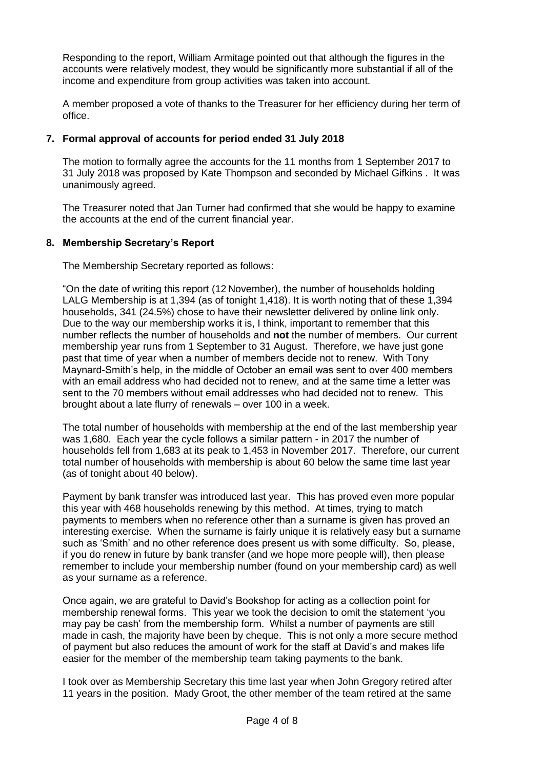Responding to the report, William Armitage pointed out that although the figures in the accounts were relatively modest, they would be significantly more substantial if all of the income and expenditure from group activities was taken into account.

A member proposed a vote of thanks to the Treasurer for her efficiency during her term of office.

## 7. Formal approval of accounts for period ended 31 July 2018

The motion to formally agree the accounts for the 11 months from 1 September 2017 to 31 July 2018 was proposed by Kate Thompson and seconded by Michael Gifkins . It was unanimously agreed.

The Treasurer noted that Jan Turner had confirmed that she would be happy to examine the accounts at the end of the current financial year.

## 8. Membership Secretary's Report

The Membership Secretary reported as follows:

"On the date of writing this report (12 November), the number of households holding LALG Membership is at 1,394 (as of tonight 1,418). It is worth noting that of these 1,394 households, 341 (24.5%) chose to have their newsletter delivered by online link only. Due to the way our membership works it is, I think, important to remember that this number reflects the number of households and **not** the number of members. Our current membership year runs from 1 September to 31 August. Therefore, we have just gone past that time of year when a number of members decide not to renew. With Tony Maynard-Smith's help, in the middle of October an email was sent to over 400 members with an email address who had decided not to renew, and at the same time a letter was sent to the 70 members without email addresses who had decided not to renew. This brought about a late flurry of renewals – over 100 in a week.

The total number of households with membership at the end of the last membership year was 1,680. Each year the cycle follows a similar pattern - in 2017 the number of households fell from 1,683 at its peak to 1,453 in November 2017. Therefore, our current total number of households with membership is about 60 below the same time last year (as of tonight about 40 below).

Payment by bank transfer was introduced last year. This has proved even more popular this year with 468 households renewing by this method. At times, trying to match payments to members when no reference other than a surname is given has proved an interesting exercise. When the surname is fairly unique it is relatively easy but a surname such as 'Smith' and no other reference does present us with some difficulty. So, please, if you do renew in future by bank transfer (and we hope more people will), then please remember to include your membership number (found on your membership card) as well as your surname as a reference.

Once again, we are grateful to David's Bookshop for acting as a collection point for membership renewal forms. This year we took the decision to omit the statement 'you may pay be cash' from the membership form. Whilst a number of payments are still made in cash, the majority have been by cheque. This is not only a more secure method of payment but also reduces the amount of work for the staff at David's and makes life easier for the member of the membership team taking payments to the bank.

I took over as Membership Secretary this time last year when John Gregory retired after 11 years in the position. Mady Groot, the other member of the team retired at the same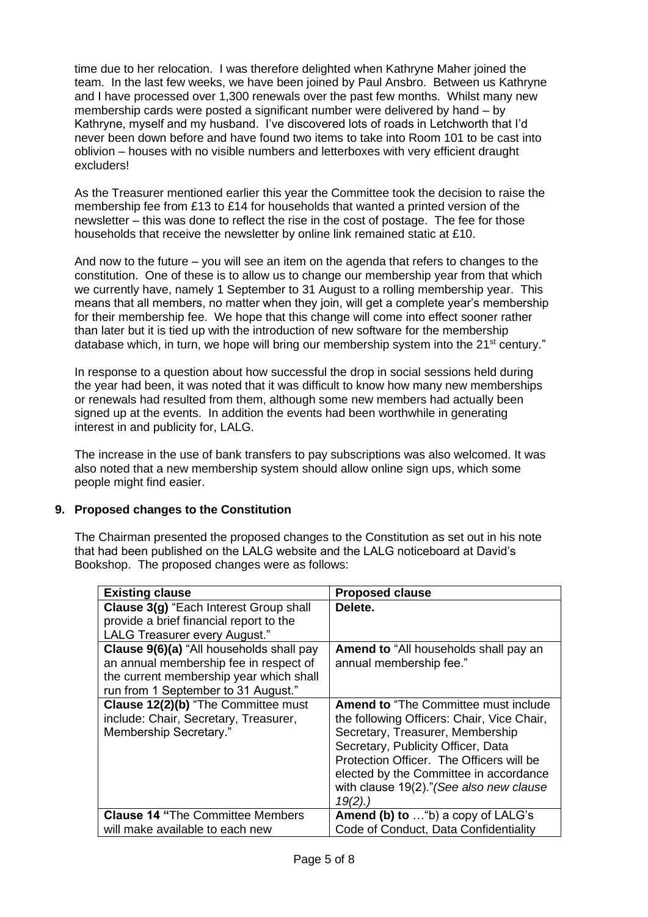time due to her relocation. I was therefore delighted when Kathryne Maher joined the team. In the last few weeks, we have been joined by Paul Ansbro. Between us Kathryne and I have processed over 1,300 renewals over the past few months. Whilst many new membership cards were posted a significant number were delivered by hand – by Kathryne, myself and my husband. I've discovered lots of roads in Letchworth that I'd never been down before and have found two items to take into Room 101 to be cast into oblivion – houses with no visible numbers and letterboxes with very efficient draught excluders!

As the Treasurer mentioned earlier this year the Committee took the decision to raise the membership fee from £13 to £14 for households that wanted a printed version of the newsletter – this was done to reflect the rise in the cost of postage. The fee for those households that receive the newsletter by online link remained static at £10.

And now to the future – you will see an item on the agenda that refers to changes to the constitution. One of these is to allow us to change our membership year from that which we currently have, namely 1 September to 31 August to a rolling membership year. This means that all members, no matter when they join, will get a complete year's membership for their membership fee. We hope that this change will come into effect sooner rather than later but it is tied up with the introduction of new software for the membership database which, in turn, we hope will bring our membership system into the 21st century."

In response to a question about how successful the drop in social sessions held during the year had been, it was noted that it was difficult to know how many new memberships or renewals had resulted from them, although some new members had actually been signed up at the events. In addition the events had been worthwhile in generating interest in and publicity for, LALG.

The increase in the use of bank transfers to pay subscriptions was also welcomed. It was also noted that a new membership system should allow online sign ups, which some people might find easier.

## 9. Proposed changes to the Constitution

The Chairman presented the proposed changes to the Constitution as set out in his note that had been published on the LALG website and the LALG noticeboard at David's Bookshop. The proposed changes were as follows:

| Existing clause | Proposed clause |
|---|---|
| **Clause 3(g)** "Each Interest Group shall provide a brief financial report to the LALG Treasurer every August." | **Delete.** |
| **Clause 9(6)(a)** "All households shall pay an annual membership fee in respect of the current membership year which shall run from 1 September to 31 August." | **Amend to** "All households shall pay an annual membership fee." |
| **Clause 12(2)(b)** "The Committee must include: Chair, Secretary, Treasurer, Membership Secretary." | **Amend to** "The Committee must include the following Officers: Chair, Vice Chair, Secretary, Treasurer, Membership Secretary, Publicity Officer, Data Protection Officer. The Officers will be elected by the Committee in accordance with clause 19(2)."*(See also new clause 19(2).)* |
| **Clause 14 "**The Committee Members will make available to each new | **Amend (b) to** …"b) a copy of LALG's Code of Conduct, Data Confidentiality |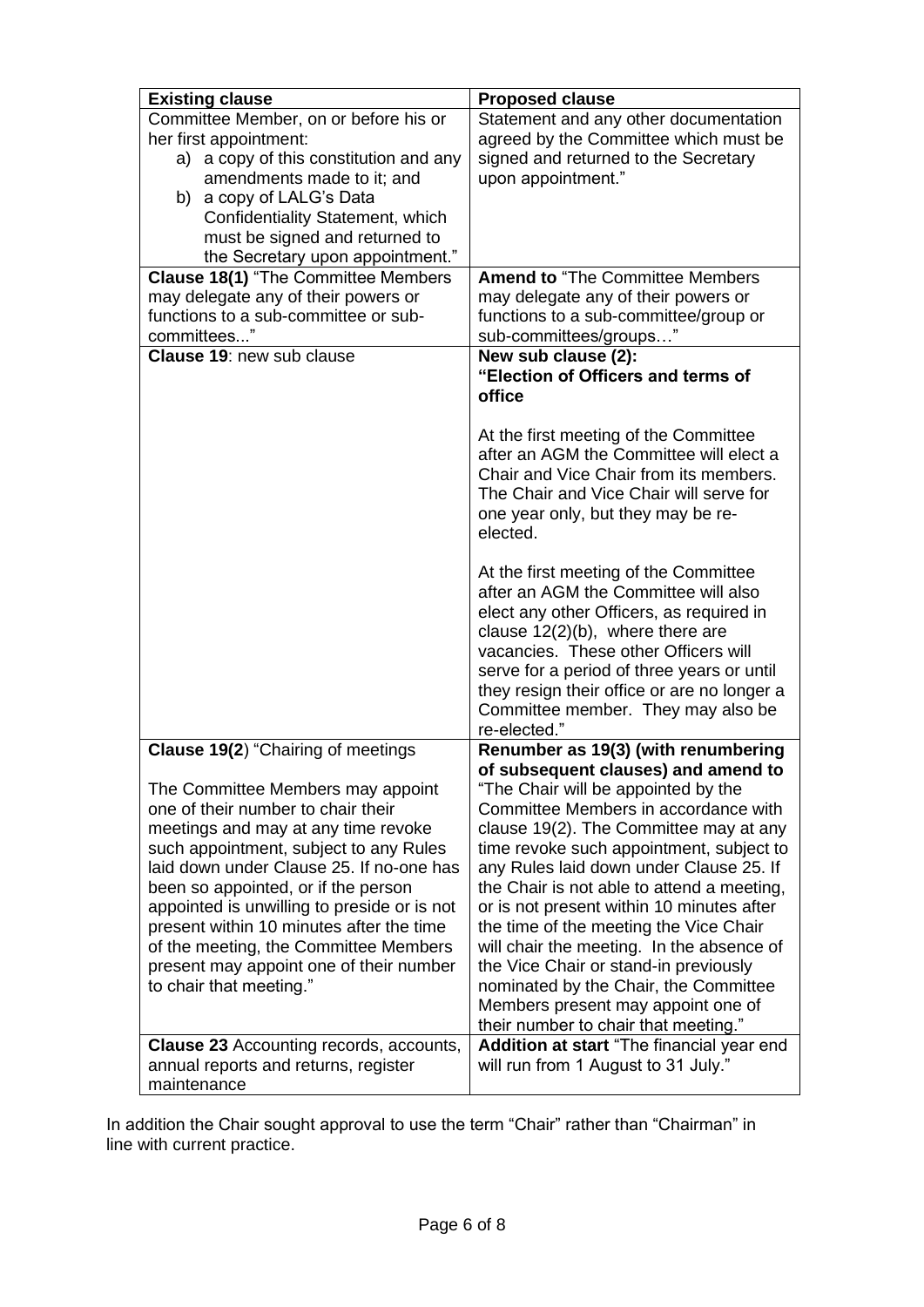| **Existing clause** | **Proposed clause** |
|---|---|
| Committee Member, on or before his or her first appointment:<br>a) a copy of this constitution and any amendments made to it; and<br>b) a copy of LALG's Data Confidentiality Statement, which must be signed and returned to the Secretary upon appointment." | Statement and any other documentation agreed by the Committee which must be signed and returned to the Secretary upon appointment." |
| **Clause 18(1)** "The Committee Members may delegate any of their powers or functions to a sub-committee or sub-committees..." | **Amend to** "The Committee Members may delegate any of their powers or functions to a sub-committee/group or sub-committees/groups…" |
| **Clause 19**: new sub clause | **New sub clause (2):**<br>**"Election of Officers and terms of office**<br><br>At the first meeting of the Committee after an AGM the Committee will elect a Chair and Vice Chair from its members. The Chair and Vice Chair will serve for one year only, but they may be re-elected.<br><br>At the first meeting of the Committee after an AGM the Committee will also elect any other Officers, as required in clause 12(2)(b), where there are vacancies. These other Officers will serve for a period of three years or until they resign their office or are no longer a Committee member. They may also be re-elected." |
| **Clause 19(2**) "Chairing of meetings<br><br>The Committee Members may appoint one of their number to chair their meetings and may at any time revoke such appointment, subject to any Rules laid down under Clause 25. If no-one has been so appointed, or if the person appointed is unwilling to preside or is not present within 10 minutes after the time of the meeting, the Committee Members present may appoint one of their number to chair that meeting." | **Renumber as 19(3) (with renumbering of subsequent clauses) and amend to** "The Chair will be appointed by the Committee Members in accordance with clause 19(2). The Committee may at any time revoke such appointment, subject to any Rules laid down under Clause 25. If the Chair is not able to attend a meeting, or is not present within 10 minutes after the time of the meeting the Vice Chair will chair the meeting. In the absence of the Vice Chair or stand-in previously nominated by the Chair, the Committee Members present may appoint one of their number to chair that meeting." |
| **Clause 23** Accounting records, accounts, annual reports and returns, register maintenance | **Addition at start** "The financial year end will run from 1 August to 31 July." |

In addition the Chair sought approval to use the term "Chair" rather than "Chairman" in line with current practice.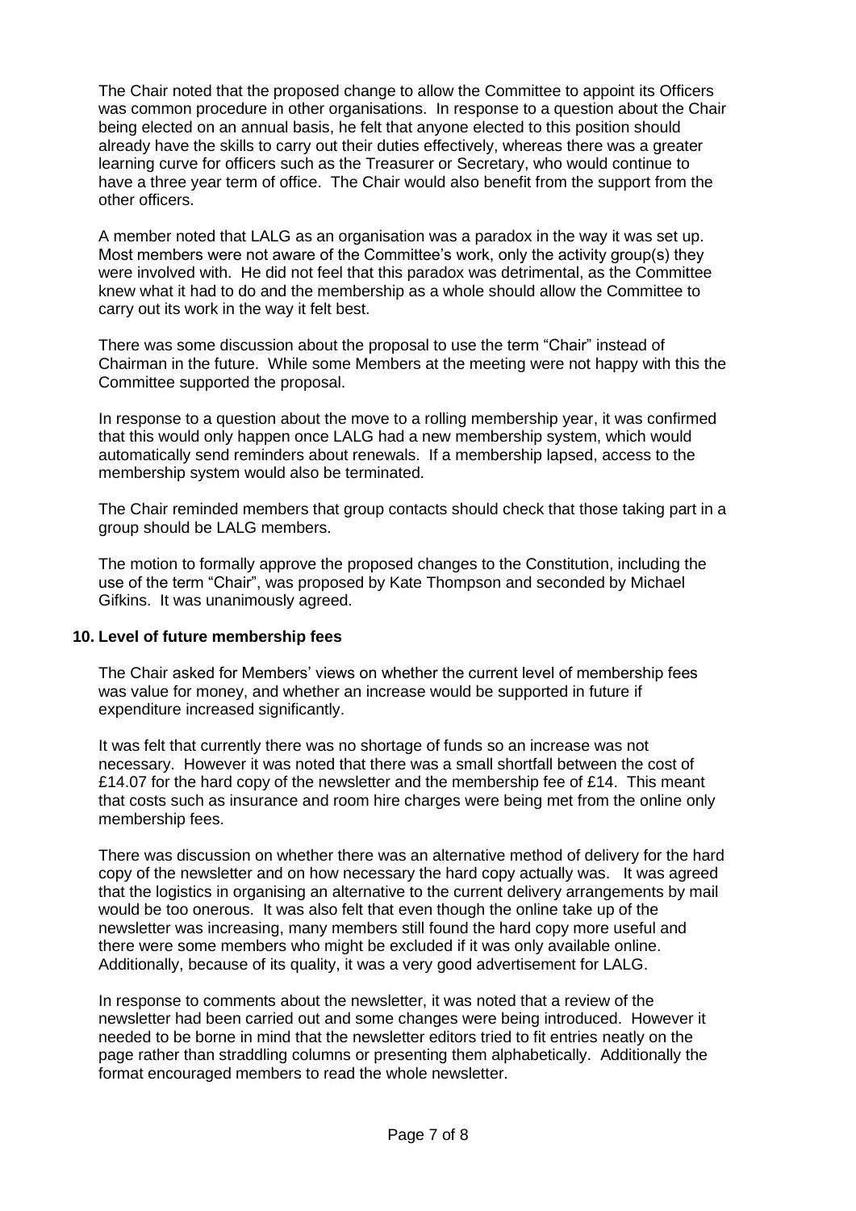The Chair noted that the proposed change to allow the Committee to appoint its Officers was common procedure in other organisations. In response to a question about the Chair being elected on an annual basis, he felt that anyone elected to this position should already have the skills to carry out their duties effectively, whereas there was a greater learning curve for officers such as the Treasurer or Secretary, who would continue to have a three year term of office. The Chair would also benefit from the support from the other officers.

A member noted that LALG as an organisation was a paradox in the way it was set up. Most members were not aware of the Committee's work, only the activity group(s) they were involved with. He did not feel that this paradox was detrimental, as the Committee knew what it had to do and the membership as a whole should allow the Committee to carry out its work in the way it felt best.

There was some discussion about the proposal to use the term "Chair" instead of Chairman in the future. While some Members at the meeting were not happy with this the Committee supported the proposal.

In response to a question about the move to a rolling membership year, it was confirmed that this would only happen once LALG had a new membership system, which would automatically send reminders about renewals. If a membership lapsed, access to the membership system would also be terminated.

The Chair reminded members that group contacts should check that those taking part in a group should be LALG members.

The motion to formally approve the proposed changes to the Constitution, including the use of the term "Chair", was proposed by Kate Thompson and seconded by Michael Gifkins. It was unanimously agreed.

## 10. Level of future membership fees

The Chair asked for Members' views on whether the current level of membership fees was value for money, and whether an increase would be supported in future if expenditure increased significantly.

It was felt that currently there was no shortage of funds so an increase was not necessary. However it was noted that there was a small shortfall between the cost of £14.07 for the hard copy of the newsletter and the membership fee of £14. This meant that costs such as insurance and room hire charges were being met from the online only membership fees.

There was discussion on whether there was an alternative method of delivery for the hard copy of the newsletter and on how necessary the hard copy actually was. It was agreed that the logistics in organising an alternative to the current delivery arrangements by mail would be too onerous. It was also felt that even though the online take up of the newsletter was increasing, many members still found the hard copy more useful and there were some members who might be excluded if it was only available online. Additionally, because of its quality, it was a very good advertisement for LALG.

In response to comments about the newsletter, it was noted that a review of the newsletter had been carried out and some changes were being introduced. However it needed to be borne in mind that the newsletter editors tried to fit entries neatly on the page rather than straddling columns or presenting them alphabetically. Additionally the format encouraged members to read the whole newsletter.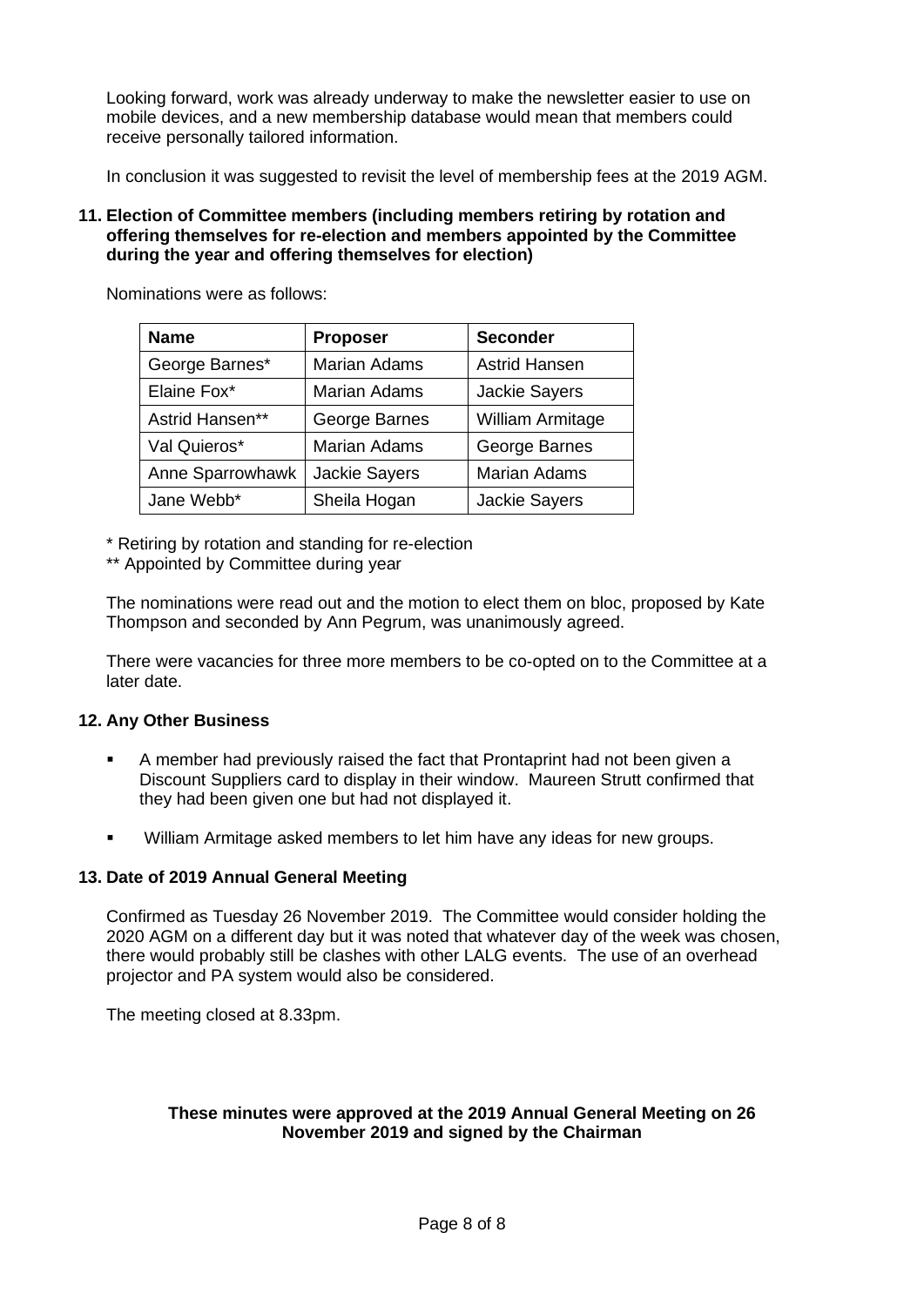Looking forward, work was already underway to make the newsletter easier to use on mobile devices, and a new membership database would mean that members could receive personally tailored information.

In conclusion it was suggested to revisit the level of membership fees at the 2019 AGM.

**11. Election of Committee members (including members retiring by rotation and offering themselves for re-election and members appointed by the Committee during the year and offering themselves for election)**

Nominations were as follows:

| Name | Proposer | Seconder |
|---|---|---|
| George Barnes* | Marian Adams | Astrid Hansen |
| Elaine Fox* | Marian Adams | Jackie Sayers |
| Astrid Hansen** | George Barnes | William Armitage |
| Val Quieros* | Marian Adams | George Barnes |
| Anne Sparrowhawk | Jackie Sayers | Marian Adams |
| Jane Webb* | Sheila Hogan | Jackie Sayers |

\* Retiring by rotation and standing for re-election
** Appointed by Committee during year

The nominations were read out and the motion to elect them on bloc, proposed by Kate Thompson and seconded by Ann Pegrum, was unanimously agreed.

There were vacancies for three more members to be co-opted on to the Committee at a later date.

**12. Any Other Business**

- A member had previously raised the fact that Prontaprint had not been given a Discount Suppliers card to display in their window. Maureen Strutt confirmed that they had been given one but had not displayed it.
- William Armitage asked members to let him have any ideas for new groups.

**13. Date of 2019 Annual General Meeting**

Confirmed as Tuesday 26 November 2019. The Committee would consider holding the 2020 AGM on a different day but it was noted that whatever day of the week was chosen, there would probably still be clashes with other LALG events. The use of an overhead projector and PA system would also be considered.

The meeting closed at 8.33pm.

**These minutes were approved at the 2019 Annual General Meeting on 26 November 2019 and signed by the Chairman**